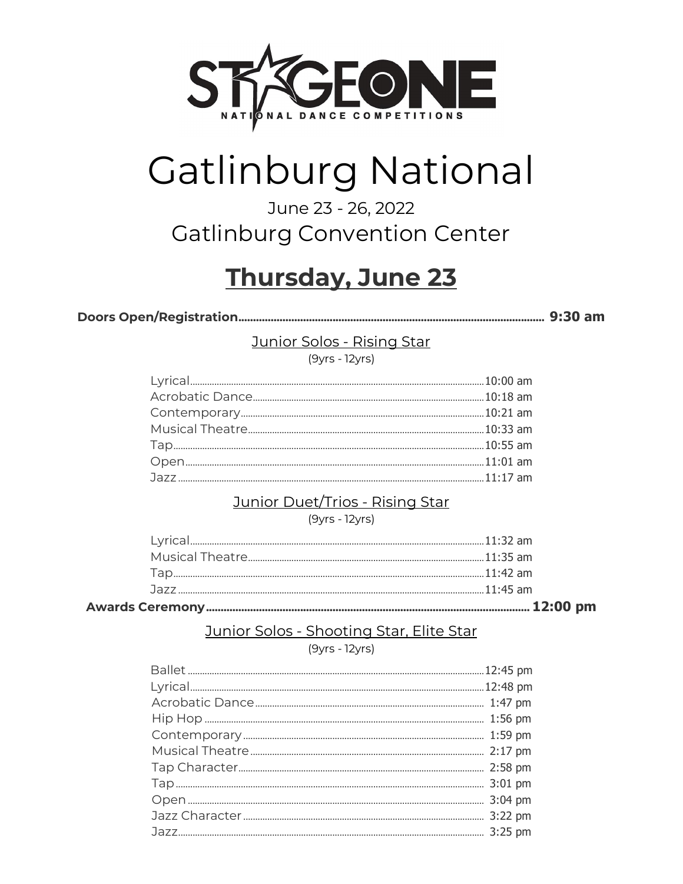STAGEONE
NATIONAL DANCE COMPETITIONS

# Gatlinburg National

June 23 - 26, 2022

Gatlinburg Convention Center

## Thursday, June 23

**Doors Open/Registration........................ 9:30 am**

### Junior Solos - Rising Star

(9yrs - 12yrs)

Lyrical........................10:00 am
Acrobatic Dance........................10:18 am
Contemporary........................10:21 am
Musical Theatre........................10:33 am
Tap........................10:55 am
Open........................11:01 am
Jazz........................11:17 am

### Junior Duet/Trios - Rising Star

(9yrs - 12yrs)

Lyrical........................11:32 am
Musical Theatre........................11:35 am
Tap........................11:42 am
Jazz........................11:45 am

**Awards Ceremony........................ 12:00 pm**

### Junior Solos - Shooting Star, Elite Star

(9yrs - 12yrs)

Ballet........................12:45 pm
Lyrical........................12:48 pm
Acrobatic Dance........................1:47 pm
Hip Hop........................1:56 pm
Contemporary........................1:59 pm
Musical Theatre........................2:17 pm
Tap Character........................2:58 pm
Tap........................3:01 pm
Open........................3:04 pm
Jazz Character........................3:22 pm
Jazz........................3:25 pm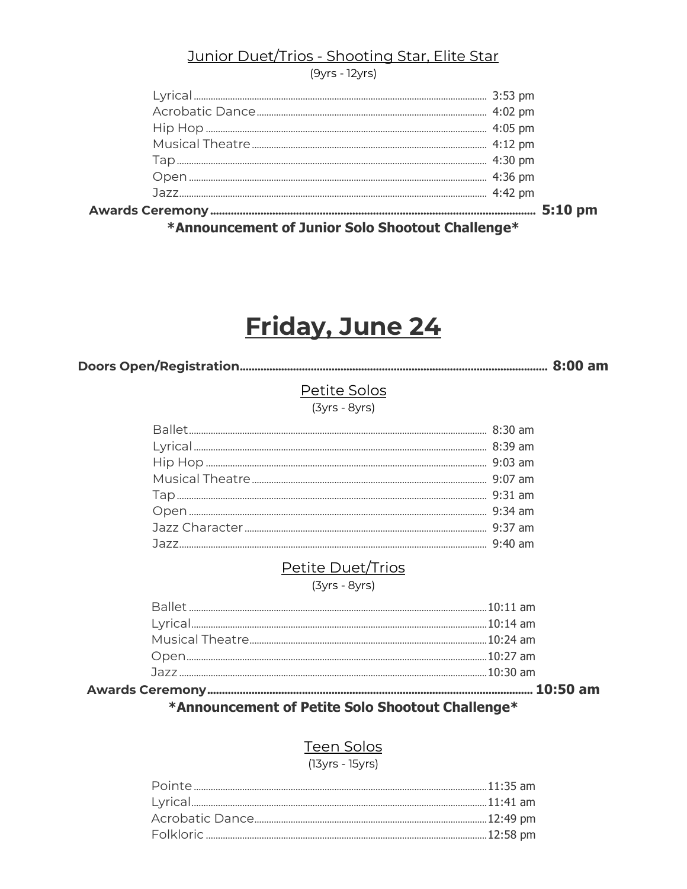### Junior Duet/Trios - Shooting Star, Elite Star

(9yrs - 12yrs)

| | |
|---|---|
| Lyrical | 3:53 pm |
| Acrobatic Dance | 4:02 pm |
| Hip Hop | 4:05 pm |
| Musical Theatre | 4:12 pm |
| Tap | 4:30 pm |
| Open | 4:36 pm |
| Jazz | 4:42 pm |

**Awards Ceremony .......... 5:10 pm**

**\*Announcement of Junior Solo Shootout Challenge\***

# Friday, June 24

**Doors Open/Registration .......... 8:00 am**

### Petite Solos

(3yrs - 8yrs)

| | |
|---|---|
| Ballet | 8:30 am |
| Lyrical | 8:39 am |
| Hip Hop | 9:03 am |
| Musical Theatre | 9:07 am |
| Tap | 9:31 am |
| Open | 9:34 am |
| Jazz Character | 9:37 am |
| Jazz | 9:40 am |

### Petite Duet/Trios

(3yrs - 8yrs)

| | |
|---|---|
| Ballet | 10:11 am |
| Lyrical | 10:14 am |
| Musical Theatre | 10:24 am |
| Open | 10:27 am |
| Jazz | 10:30 am |

**Awards Ceremony .......... 10:50 am**

**\*Announcement of Petite Solo Shootout Challenge\***

### Teen Solos

(13yrs - 15yrs)

| | |
|---|---|
| Pointe | 11:35 am |
| Lyrical | 11:41 am |
| Acrobatic Dance | 12:49 pm |
| Folkloric | 12:58 pm |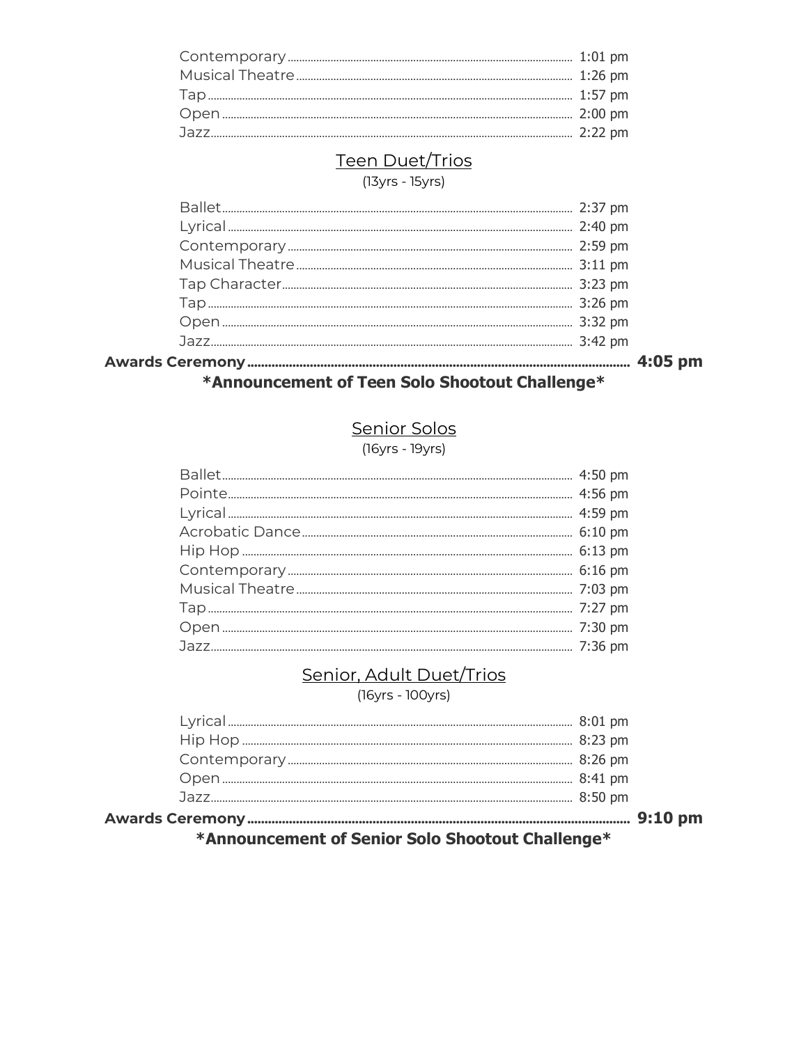Contemporary ........ 1:01 pm
Musical Theatre ........ 1:26 pm
Tap ........ 1:57 pm
Open ........ 2:00 pm
Jazz ........ 2:22 pm

## Teen Duet/Trios

(13yrs - 15yrs)

Ballet ........ 2:37 pm
Lyrical ........ 2:40 pm
Contemporary ........ 2:59 pm
Musical Theatre ........ 3:11 pm
Tap Character ........ 3:23 pm
Tap ........ 3:26 pm
Open ........ 3:32 pm
Jazz ........ 3:42 pm

**Awards Ceremony ........ 4:05 pm**

**\*Announcement of Teen Solo Shootout Challenge\***

## Senior Solos

(16yrs - 19yrs)

Ballet ........ 4:50 pm
Pointe ........ 4:56 pm
Lyrical ........ 4:59 pm
Acrobatic Dance ........ 6:10 pm
Hip Hop ........ 6:13 pm
Contemporary ........ 6:16 pm
Musical Theatre ........ 7:03 pm
Tap ........ 7:27 pm
Open ........ 7:30 pm
Jazz ........ 7:36 pm

## Senior, Adult Duet/Trios

(16yrs - 100yrs)

Lyrical ........ 8:01 pm
Hip Hop ........ 8:23 pm
Contemporary ........ 8:26 pm
Open ........ 8:41 pm
Jazz ........ 8:50 pm

**Awards Ceremony ........ 9:10 pm**

**\*Announcement of Senior Solo Shootout Challenge\***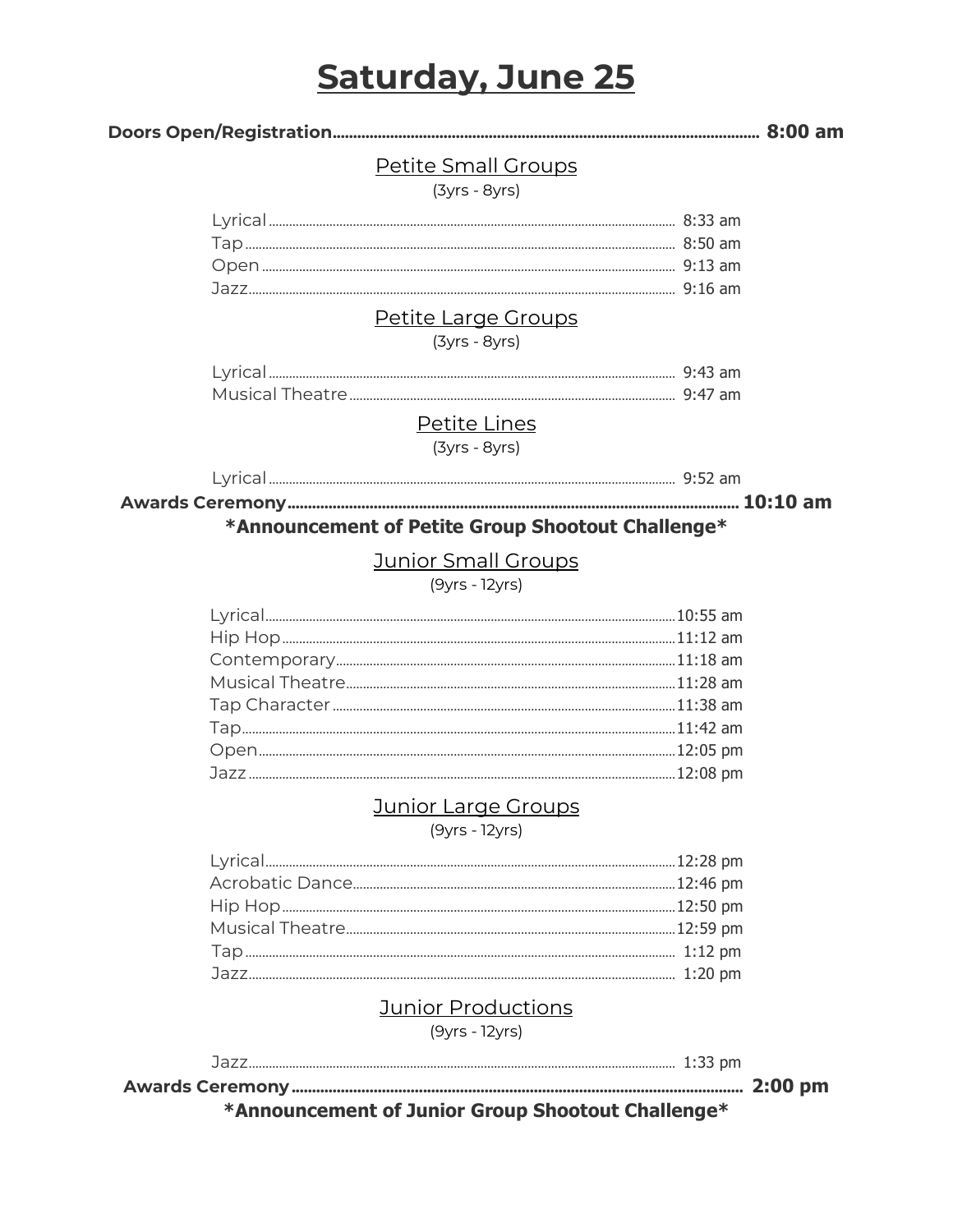# Saturday, June 25

**Doors Open/Registration........ 8:00 am**

## Petite Small Groups

(3yrs - 8yrs)

Lyrical........ 8:33 am
Tap........ 8:50 am
Open........ 9:13 am
Jazz........ 9:16 am

## Petite Large Groups

(3yrs - 8yrs)

Lyrical........ 9:43 am
Musical Theatre........ 9:47 am

## Petite Lines

(3yrs - 8yrs)

Lyrical........ 9:52 am

**Awards Ceremony........ 10:10 am**

**\*Announcement of Petite Group Shootout Challenge\***

## Junior Small Groups

(9yrs - 12yrs)

Lyrical........ 10:55 am
Hip Hop........ 11:12 am
Contemporary........ 11:18 am
Musical Theatre........ 11:28 am
Tap Character........ 11:38 am
Tap........ 11:42 am
Open........ 12:05 pm
Jazz........ 12:08 pm

## Junior Large Groups

(9yrs - 12yrs)

Lyrical........ 12:28 pm
Acrobatic Dance........ 12:46 pm
Hip Hop........ 12:50 pm
Musical Theatre........ 12:59 pm
Tap........ 1:12 pm
Jazz........ 1:20 pm

## Junior Productions

(9yrs - 12yrs)

Jazz........ 1:33 pm

**Awards Ceremony........ 2:00 pm**

**\*Announcement of Junior Group Shootout Challenge\***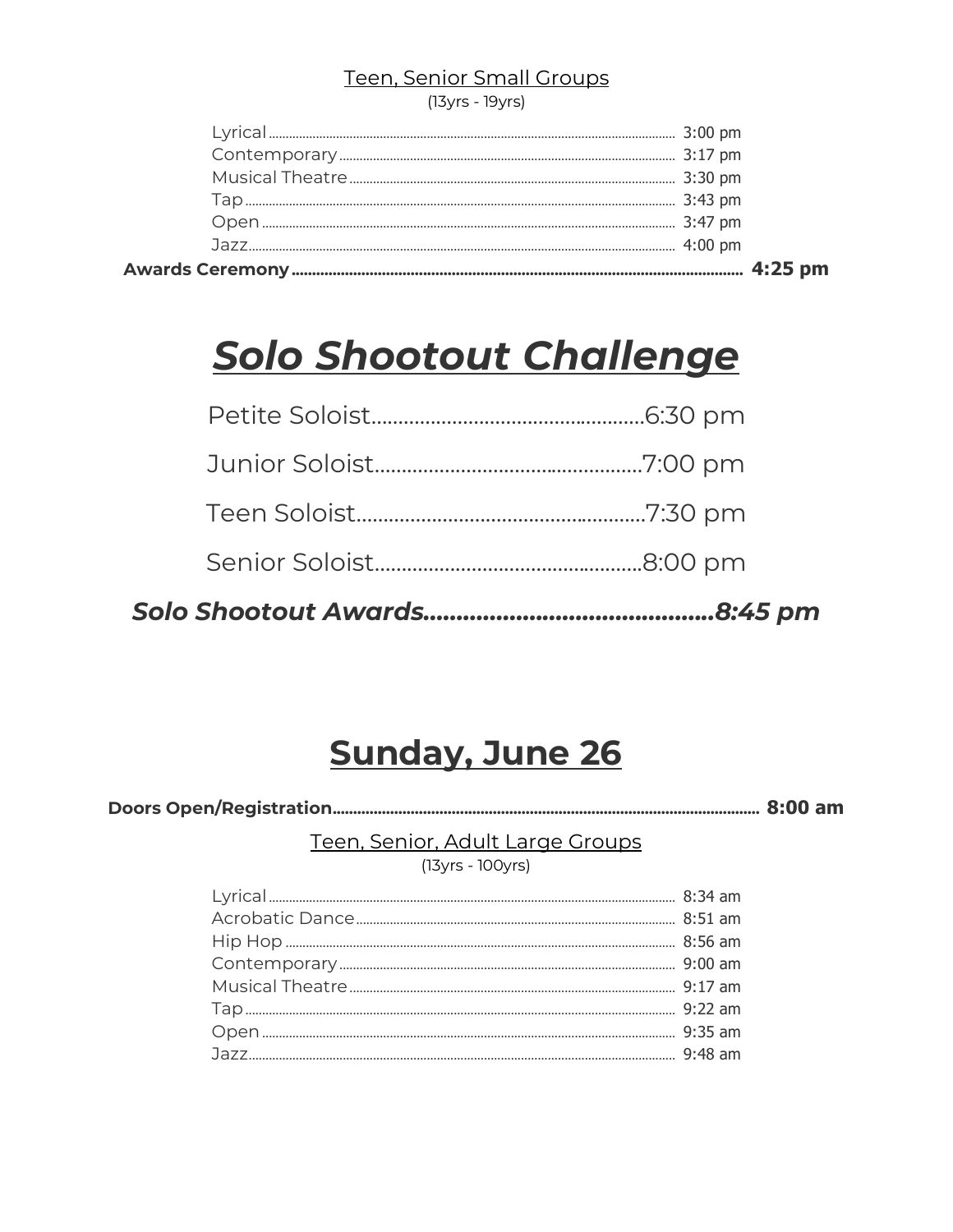Teen, Senior Small Groups

(13yrs - 19yrs)

Lyrical .................................................... 3:00 pm
Contemporary .................................................... 3:17 pm
Musical Theatre .................................................... 3:30 pm
Tap .................................................... 3:43 pm
Open .................................................... 3:47 pm
Jazz .................................................... 4:00 pm

**Awards Ceremony .................................................... 4:25 pm**

## ***Solo Shootout Challenge***

Petite Soloist....................................................6:30 pm

Junior Soloist....................................................7:00 pm

Teen Soloist....................................................7:30 pm

Senior Soloist....................................................8:00 pm

***Solo Shootout Awards............................................8:45 pm***

## Sunday, June 26

**Doors Open/Registration .................................................... 8:00 am**

Teen, Senior, Adult Large Groups

(13yrs - 100yrs)

Lyrical .................................................... 8:34 am
Acrobatic Dance .................................................... 8:51 am
Hip Hop .................................................... 8:56 am
Contemporary .................................................... 9:00 am
Musical Theatre .................................................... 9:17 am
Tap .................................................... 9:22 am
Open .................................................... 9:35 am
Jazz .................................................... 9:48 am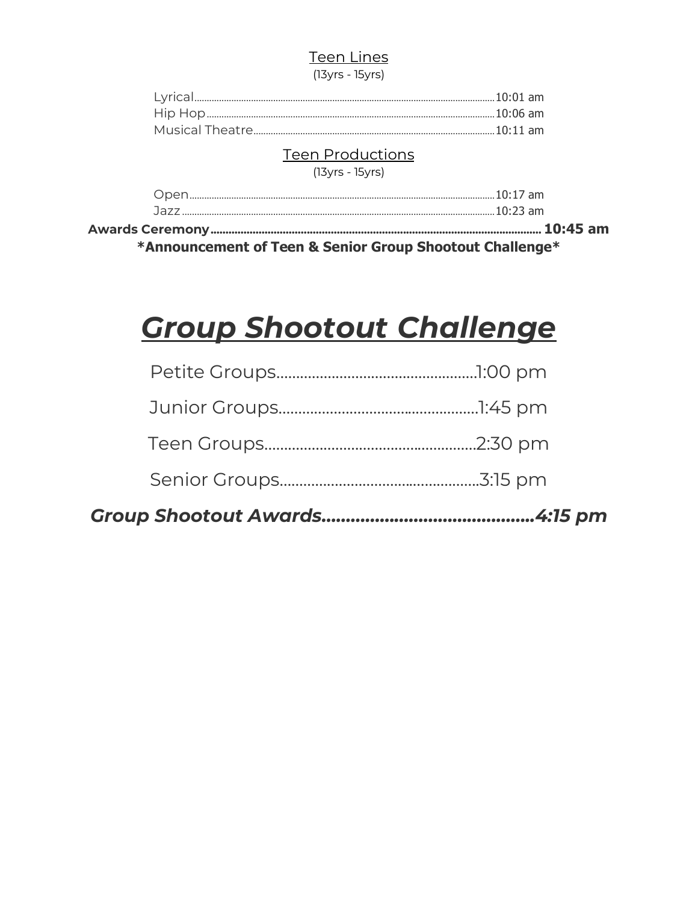### Teen Lines

(13yrs - 15yrs)

Lyrical....................10:01 am
Hip Hop....................10:06 am
Musical Theatre....................10:11 am

### Teen Productions

(13yrs - 15yrs)

Open....................10:17 am
Jazz....................10:23 am

**Awards Ceremony.................... 10:45 am**

**\*Announcement of Teen & Senior Group Shootout Challenge\***

# ***Group Shootout Challenge***

Petite Groups....................1:00 pm

Junior Groups....................1:45 pm

Teen Groups....................2:30 pm

Senior Groups....................3:15 pm

***Group Shootout Awards....................4:15 pm***